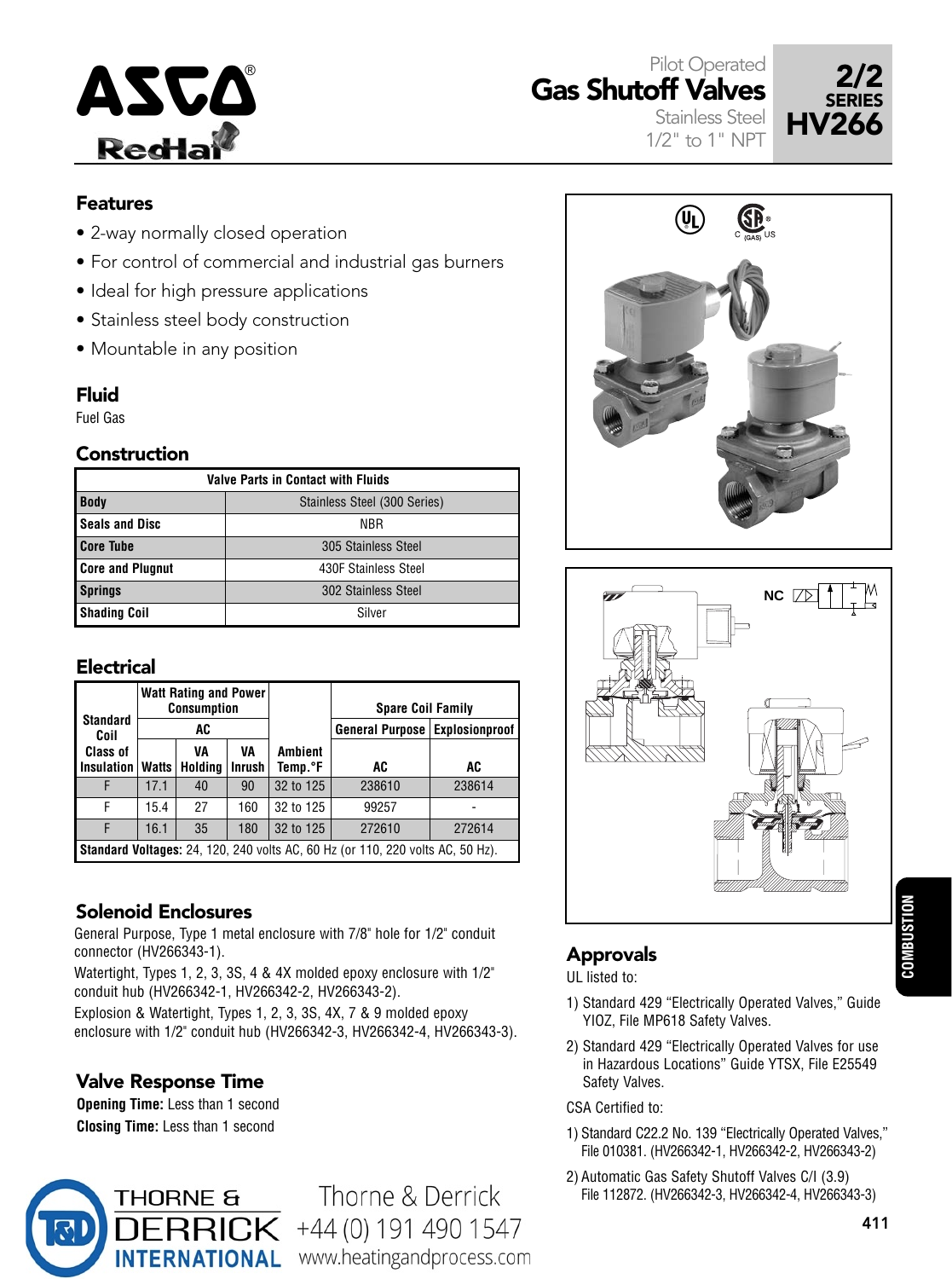# Pilot Operated Gas Shutoff Valves

Stainless Steel
1/2" to 1" NPT

**2/2 SERIES HV266**

## Features

- 2-way normally closed operation
- For control of commercial and industrial gas burners
- Ideal for high pressure applications
- Stainless steel body construction
- Mountable in any position

## Fluid

Fuel Gas

## Construction

| Valve Parts in Contact with Fluids | |
|---|---|
| **Body** | Stainless Steel (300 Series) |
| **Seals and Disc** | NBR |
| **Core Tube** | 305 Stainless Steel |
| **Core and Plugnut** | 430F Stainless Steel |
| **Springs** | 302 Stainless Steel |
| **Shading Coil** | Silver |

## Electrical

| Standard Coil Class of Insulation | Watt Rating and Power Consumption | | | Ambient Temp.°F | Spare Coil Family | |
|---|---|---|---|---|---|---|
| | AC | | | | General Purpose | Explosionproof |
| | Watts | VA Holding | VA Inrush | | AC | AC |
| F | 17.1 | 40 | 90 | 32 to 125 | 238610 | 238614 |
| F | 15.4 | 27 | 160 | 32 to 125 | 99257 | - |
| F | 16.1 | 35 | 180 | 32 to 125 | 272610 | 272614 |

**Standard Voltages:** 24, 120, 240 volts AC, 60 Hz (or 110, 220 volts AC, 50 Hz).

## Solenoid Enclosures

General Purpose, Type 1 metal enclosure with 7/8" hole for 1/2" conduit connector (HV266343-1).

Watertight, Types 1, 2, 3, 3S, 4 & 4X molded epoxy enclosure with 1/2" conduit hub (HV266342-1, HV266342-2, HV266343-2).

Explosion & Watertight, Types 1, 2, 3, 3S, 4X, 7 & 9 molded epoxy enclosure with 1/2" conduit hub (HV266342-3, HV266342-4, HV266343-3).

## Valve Response Time

**Opening Time:** Less than 1 second

**Closing Time:** Less than 1 second

## Approvals

UL listed to:

1) Standard 429 "Electrically Operated Valves," Guide YIOZ, File MP618 Safety Valves.

2) Standard 429 "Electrically Operated Valves for use in Hazardous Locations" Guide YTSX, File E25549 Safety Valves.

CSA Certified to:

1) Standard C22.2 No. 139 "Electrically Operated Valves," File 010381. (HV266342-1, HV266342-2, HV266343-2)

2) Automatic Gas Safety Shutoff Valves C/I (3.9) File 112872. (HV266342-3, HV266342-4, HV266343-3)

Thorne & Derrick International
Thorne & Derrick +44 (0) 191 490 1547
www.heatingandprocess.com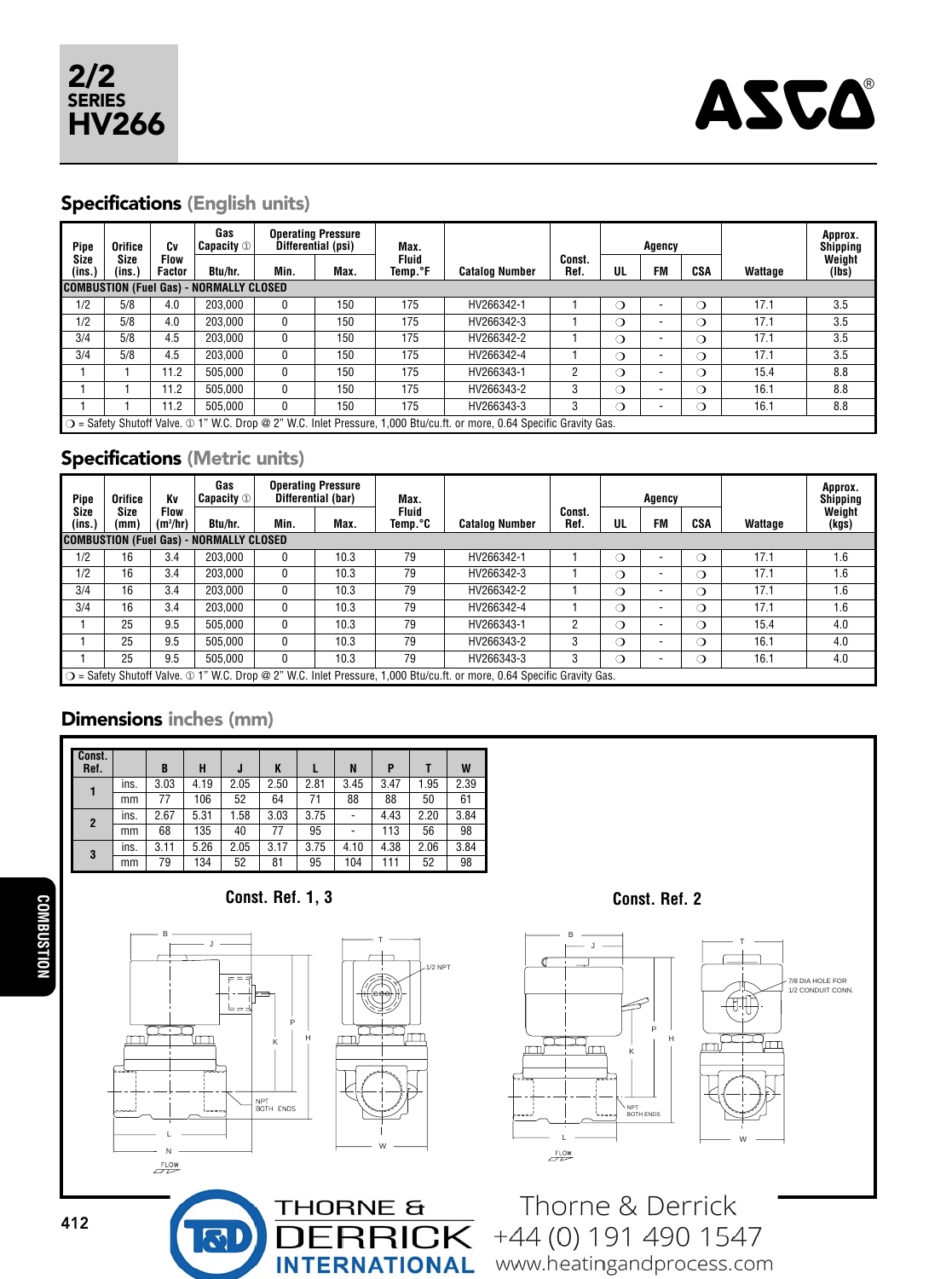# 2/2 SERIES HV266

ASCO®

## Specifications (English units)

| Pipe Size (ins.) | Orifice Size (ins.) | Cv Flow Factor | Gas Capacity ① Btu/hr. | Operating Pressure Differential (psi) Min. | Max. | Max. Fluid Temp.°F | Catalog Number | Const. Ref. | Agency UL | FM | CSA | Wattage | Approx. Shipping Weight (lbs) |
|---|---|---|---|---|---|---|---|---|---|---|---|---|---|
| COMBUSTION (Fuel Gas) - NORMALLY CLOSED | | | | | | | | | | | | | |
| 1/2 | 5/8 | 4.0 | 203,000 | 0 | 150 | 175 | HV266342-1 | 1 | ❍ | - | ❍ | 17.1 | 3.5 |
| 1/2 | 5/8 | 4.0 | 203,000 | 0 | 150 | 175 | HV266342-3 | 1 | ❍ | - | ❍ | 17.1 | 3.5 |
| 3/4 | 5/8 | 4.5 | 203,000 | 0 | 150 | 175 | HV266342-2 | 1 | ❍ | - | ❍ | 17.1 | 3.5 |
| 3/4 | 5/8 | 4.5 | 203,000 | 0 | 150 | 175 | HV266342-4 | 1 | ❍ | - | ❍ | 17.1 | 3.5 |
| 1 | 1 | 11.2 | 505,000 | 0 | 150 | 175 | HV266343-1 | 2 | ❍ | - | ❍ | 15.4 | 8.8 |
| 1 | 1 | 11.2 | 505,000 | 0 | 150 | 175 | HV266343-2 | 3 | ❍ | - | ❍ | 16.1 | 8.8 |
| 1 | 1 | 11.2 | 505,000 | 0 | 150 | 175 | HV266343-3 | 3 | ❍ | - | ❍ | 16.1 | 8.8 |

❍ = Safety Shutoff Valve. ① 1" W.C. Drop @ 2" W.C. Inlet Pressure, 1,000 Btu/cu.ft. or more, 0.64 Specific Gravity Gas.

## Specifications (Metric units)

| Pipe Size (ins.) | Orifice Size (mm) | Kv Flow ($m^3$/hr) | Gas Capacity ① Btu/hr. | Operating Pressure Differential (bar) Min. | Max. | Max. Fluid Temp.°C | Catalog Number | Const. Ref. | Agency UL | FM | CSA | Wattage | Approx. Shipping Weight (kgs) |
|---|---|---|---|---|---|---|---|---|---|---|---|---|---|
| COMBUSTION (Fuel Gas) - NORMALLY CLOSED | | | | | | | | | | | | | |
| 1/2 | 16 | 3.4 | 203,000 | 0 | 10.3 | 79 | HV266342-1 | 1 | ❍ | - | ❍ | 17.1 | 1.6 |
| 1/2 | 16 | 3.4 | 203,000 | 0 | 10.3 | 79 | HV266342-3 | 1 | ❍ | - | ❍ | 17.1 | 1.6 |
| 3/4 | 16 | 3.4 | 203,000 | 0 | 10.3 | 79 | HV266342-2 | 1 | ❍ | - | ❍ | 17.1 | 1.6 |
| 3/4 | 16 | 3.4 | 203,000 | 0 | 10.3 | 79 | HV266342-4 | 1 | ❍ | - | ❍ | 17.1 | 1.6 |
| 1 | 25 | 9.5 | 505,000 | 0 | 10.3 | 79 | HV266343-1 | 2 | ❍ | - | ❍ | 15.4 | 4.0 |
| 1 | 25 | 9.5 | 505,000 | 0 | 10.3 | 79 | HV266343-2 | 3 | ❍ | - | ❍ | 16.1 | 4.0 |
| 1 | 25 | 9.5 | 505,000 | 0 | 10.3 | 79 | HV266343-3 | 3 | ❍ | - | ❍ | 16.1 | 4.0 |

❍ = Safety Shutoff Valve. ① 1" W.C. Drop @ 2" W.C. Inlet Pressure, 1,000 Btu/cu.ft. or more, 0.64 Specific Gravity Gas.

## Dimensions inches (mm)

| Const. Ref. | | B | H | J | K | L | N | P | T | W |
|---|---|---|---|---|---|---|---|---|---|---|
| 1 | ins. | 3.03 | 4.19 | 2.05 | 2.50 | 2.81 | 3.45 | 3.47 | 1.95 | 2.39 |
| | mm | 77 | 106 | 52 | 64 | 71 | 88 | 88 | 50 | 61 |
| 2 | ins. | 2.67 | 5.31 | 1.58 | 3.03 | 3.75 | - | 4.43 | 2.20 | 3.84 |
| | mm | 68 | 135 | 40 | 77 | 95 | - | 113 | 56 | 98 |
| 3 | ins. | 3.11 | 5.26 | 2.05 | 3.17 | 3.75 | 4.10 | 4.38 | 2.06 | 3.84 |
| | mm | 79 | 134 | 52 | 81 | 95 | 104 | 111 | 52 | 98 |

**Const. Ref. 1, 3**

B
J
P
K
H
T
1/2 NPT
NPT BOTH ENDS
L
N
W
FLOW

**Const. Ref. 2**

B
J
P
H
K
T
7/8 DIA HOLE FOR 1/2 CONDUIT CONN.
NPT BOTH ENDS
L
W
FLOW

COMBUSTION

THORNE & DERRICK INTERNATIONAL

Thorne & Derrick
+44 (0) 191 490 1547
www.heatingandprocess.com